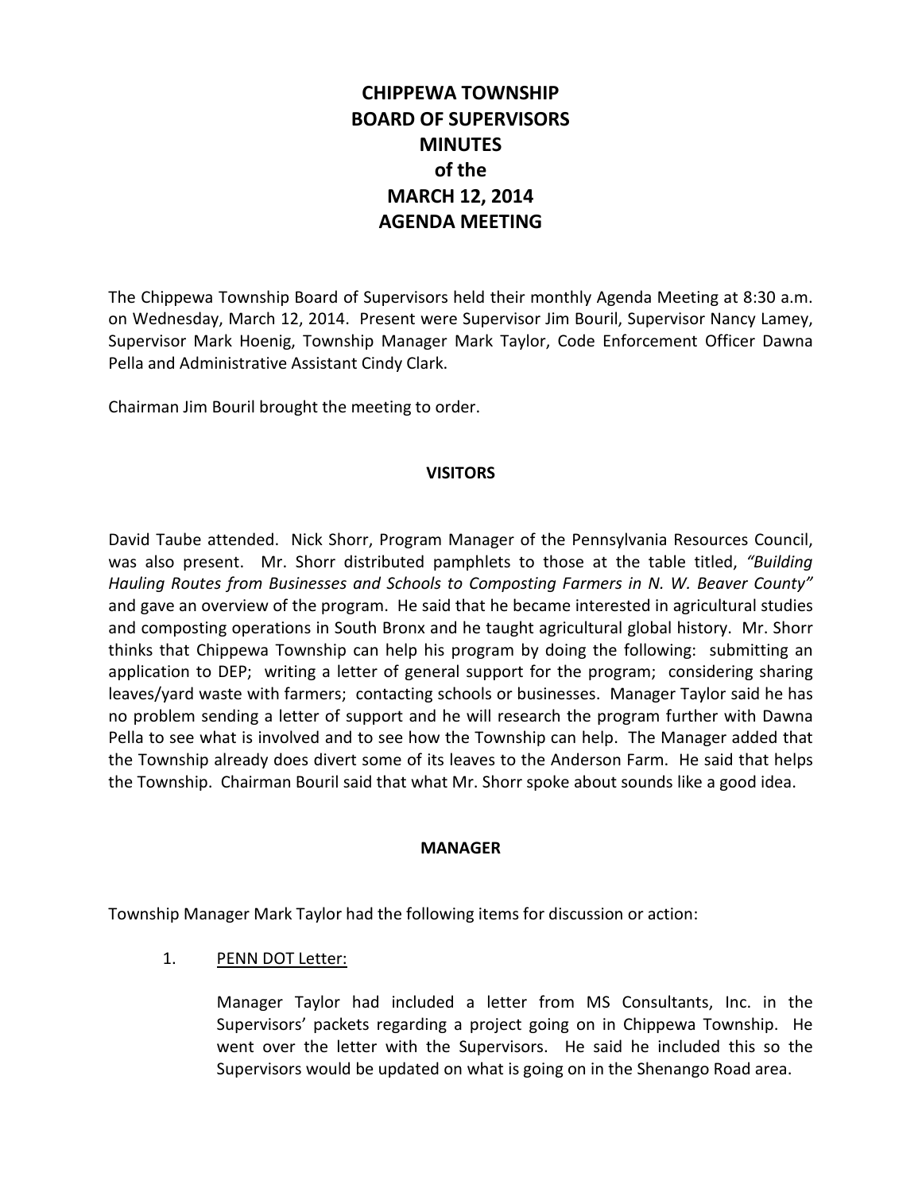# CHIPPEWA TOWNSHIP
# BOARD OF SUPERVISORS
# MINUTES
# of the
# MARCH 12, 2014
# AGENDA MEETING

The Chippewa Township Board of Supervisors held their monthly Agenda Meeting at 8:30 a.m. on Wednesday, March 12, 2014. Present were Supervisor Jim Bouril, Supervisor Nancy Lamey, Supervisor Mark Hoenig, Township Manager Mark Taylor, Code Enforcement Officer Dawna Pella and Administrative Assistant Cindy Clark.

Chairman Jim Bouril brought the meeting to order.

## VISITORS

David Taube attended. Nick Shorr, Program Manager of the Pennsylvania Resources Council, was also present. Mr. Shorr distributed pamphlets to those at the table titled, *"Building Hauling Routes from Businesses and Schools to Composting Farmers in N. W. Beaver County"* and gave an overview of the program. He said that he became interested in agricultural studies and composting operations in South Bronx and he taught agricultural global history. Mr. Shorr thinks that Chippewa Township can help his program by doing the following: submitting an application to DEP; writing a letter of general support for the program; considering sharing leaves/yard waste with farmers; contacting schools or businesses. Manager Taylor said he has no problem sending a letter of support and he will research the program further with Dawna Pella to see what is involved and to see how the Township can help. The Manager added that the Township already does divert some of its leaves to the Anderson Farm. He said that helps the Township. Chairman Bouril said that what Mr. Shorr spoke about sounds like a good idea.

## MANAGER

Township Manager Mark Taylor had the following items for discussion or action:

1. PENN DOT Letter:

   Manager Taylor had included a letter from MS Consultants, Inc. in the Supervisors' packets regarding a project going on in Chippewa Township. He went over the letter with the Supervisors. He said he included this so the Supervisors would be updated on what is going on in the Shenango Road area.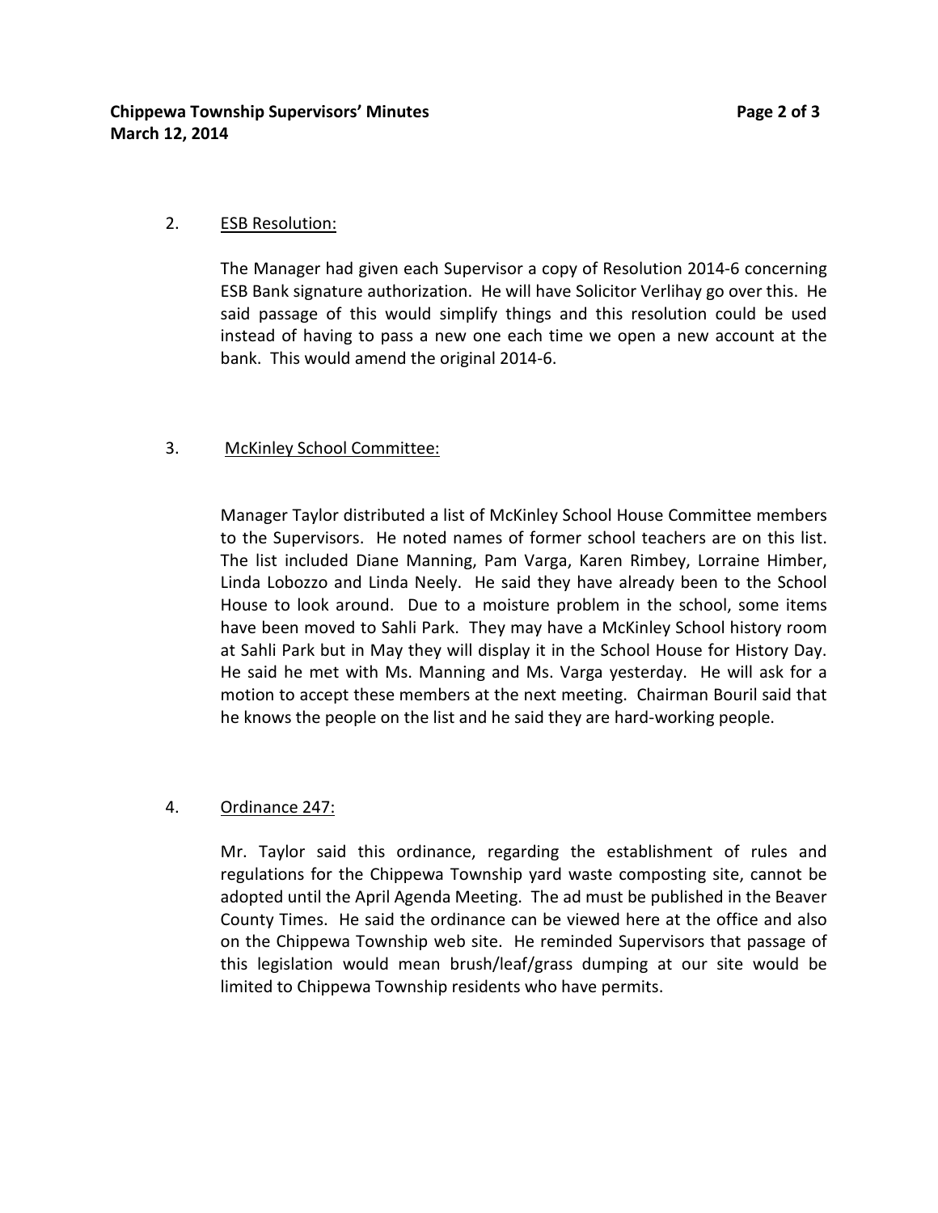2. ESB Resolution:

The Manager had given each Supervisor a copy of Resolution 2014-6 concerning ESB Bank signature authorization. He will have Solicitor Verlihay go over this. He said passage of this would simplify things and this resolution could be used instead of having to pass a new one each time we open a new account at the bank. This would amend the original 2014-6.

3. McKinley School Committee:

Manager Taylor distributed a list of McKinley School House Committee members to the Supervisors. He noted names of former school teachers are on this list. The list included Diane Manning, Pam Varga, Karen Rimbey, Lorraine Himber, Linda Lobozzo and Linda Neely. He said they have already been to the School House to look around. Due to a moisture problem in the school, some items have been moved to Sahli Park. They may have a McKinley School history room at Sahli Park but in May they will display it in the School House for History Day. He said he met with Ms. Manning and Ms. Varga yesterday. He will ask for a motion to accept these members at the next meeting. Chairman Bouril said that he knows the people on the list and he said they are hard-working people.

4. Ordinance 247:

Mr. Taylor said this ordinance, regarding the establishment of rules and regulations for the Chippewa Township yard waste composting site, cannot be adopted until the April Agenda Meeting. The ad must be published in the Beaver County Times. He said the ordinance can be viewed here at the office and also on the Chippewa Township web site. He reminded Supervisors that passage of this legislation would mean brush/leaf/grass dumping at our site would be limited to Chippewa Township residents who have permits.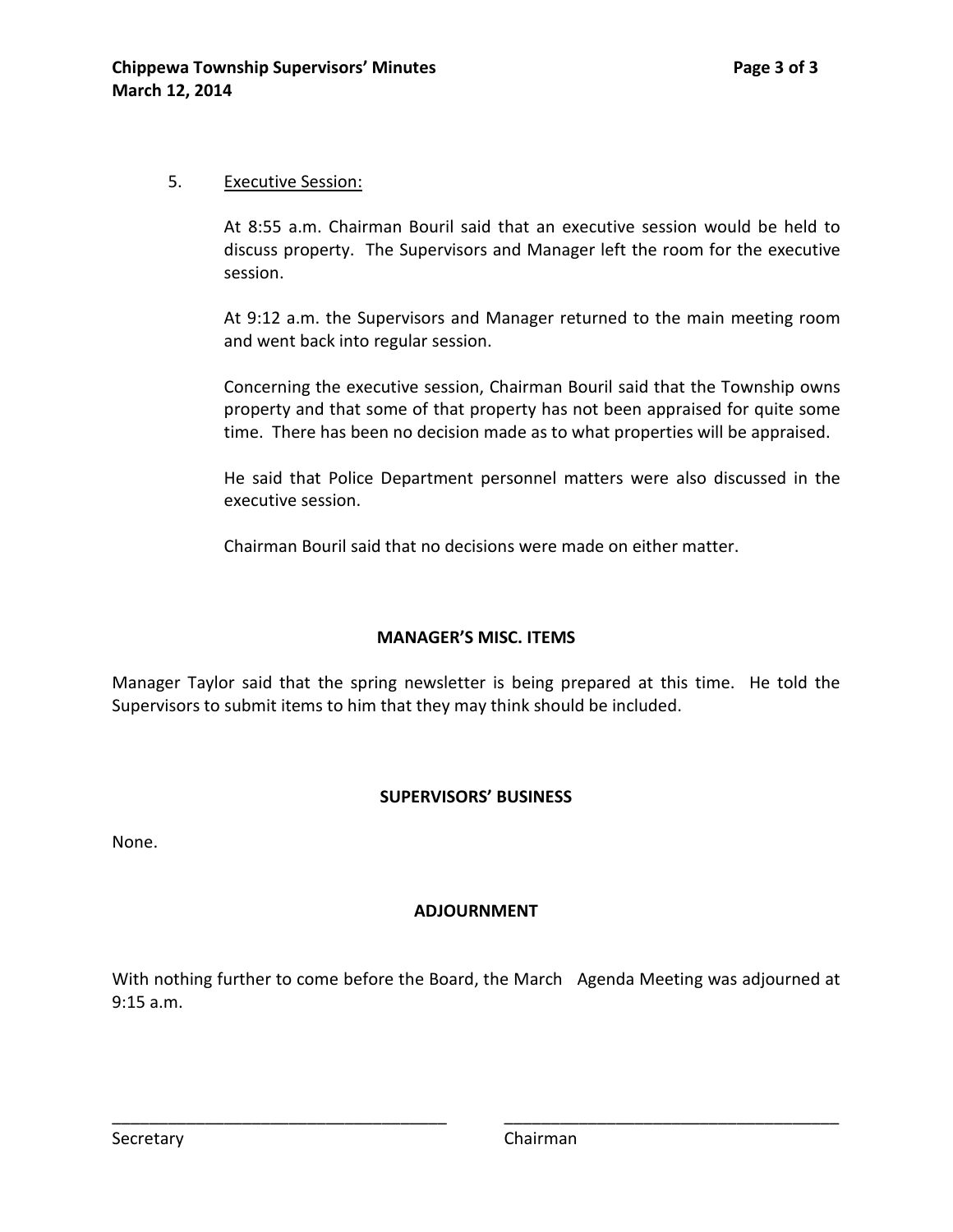5. <u>Executive Session:</u>

   At 8:55 a.m. Chairman Bouril said that an executive session would be held to discuss property. The Supervisors and Manager left the room for the executive session.

   At 9:12 a.m. the Supervisors and Manager returned to the main meeting room and went back into regular session.

   Concerning the executive session, Chairman Bouril said that the Township owns property and that some of that property has not been appraised for quite some time. There has been no decision made as to what properties will be appraised.

   He said that Police Department personnel matters were also discussed in the executive session.

   Chairman Bouril said that no decisions were made on either matter.

## MANAGER'S MISC. ITEMS

Manager Taylor said that the spring newsletter is being prepared at this time. He told the Supervisors to submit items to him that they may think should be included.

## SUPERVISORS' BUSINESS

None.

## ADJOURNMENT

With nothing further to come before the Board, the March Agenda Meeting was adjourned at 9:15 a.m.

_____________________________________ _____________________________________

Secretary Chairman